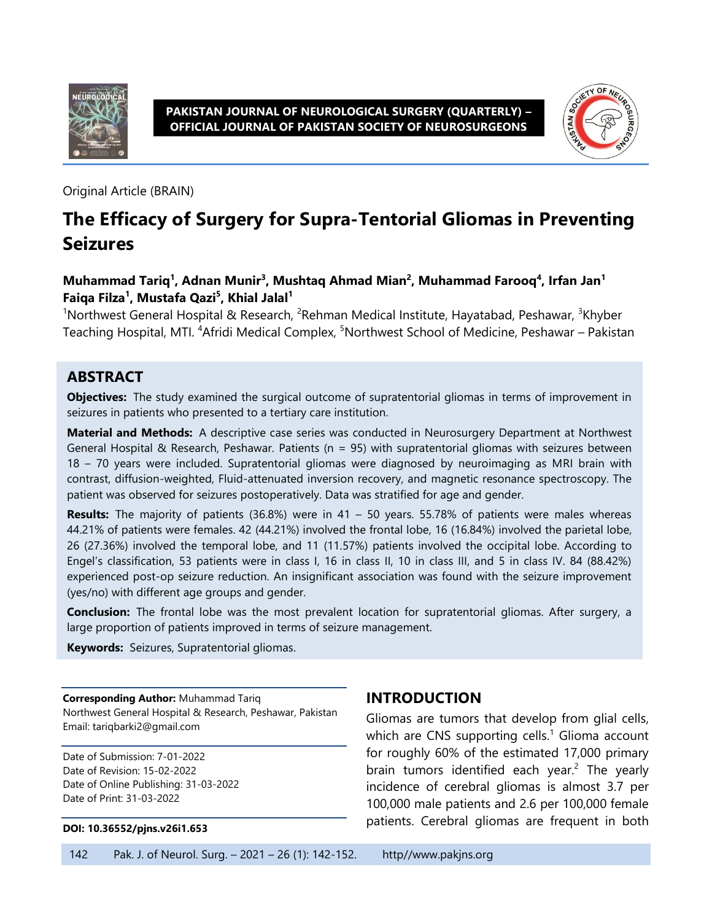Original Article (BRAIN)

# The Efficacy of Surgery for Supra-Tentorial Gliomas in Preventing Seizures

**Muhammad Tariq[1], Adnan Munir[3], Mushtaq Ahmad Mian[2], Muhammad Farooq[4], Irfan Jan[1] Faiqa Filza[1], Mustafa Qazi[5], Khial Jalal[1]**

[1]Northwest General Hospital & Research, [2]Rehman Medical Institute, Hayatabad, Peshawar, [3]Khyber Teaching Hospital, MTI. [4]Afridi Medical Complex, [5]Northwest School of Medicine, Peshawar – Pakistan

## ABSTRACT

**Objectives:** The study examined the surgical outcome of supratentorial gliomas in terms of improvement in seizures in patients who presented to a tertiary care institution.

**Material and Methods:** A descriptive case series was conducted in Neurosurgery Department at Northwest General Hospital & Research, Peshawar. Patients (n = 95) with supratentorial gliomas with seizures between 18 – 70 years were included. Supratentorial gliomas were diagnosed by neuroimaging as MRI brain with contrast, diffusion-weighted, Fluid-attenuated inversion recovery, and magnetic resonance spectroscopy. The patient was observed for seizures postoperatively. Data was stratified for age and gender.

**Results:** The majority of patients (36.8%) were in 41 – 50 years. 55.78% of patients were males whereas 44.21% of patients were females. 42 (44.21%) involved the frontal lobe, 16 (16.84%) involved the parietal lobe, 26 (27.36%) involved the temporal lobe, and 11 (11.57%) patients involved the occipital lobe. According to Engel's classification, 53 patients were in class I, 16 in class II, 10 in class III, and 5 in class IV. 84 (88.42%) experienced post-op seizure reduction. An insignificant association was found with the seizure improvement (yes/no) with different age groups and gender.

**Conclusion:** The frontal lobe was the most prevalent location for supratentorial gliomas. After surgery, a large proportion of patients improved in terms of seizure management.

**Keywords:** Seizures, Supratentorial gliomas.

**Corresponding Author:** Muhammad Tariq
Northwest General Hospital & Research, Peshawar, Pakistan
Email: tariqbarki2@gmail.com

Date of Submission: 7-01-2022
Date of Revision: 15-02-2022
Date of Online Publishing: 31-03-2022
Date of Print: 31-03-2022

**DOI: 10.36552/pjns.v26i1.653**

## INTRODUCTION

Gliomas are tumors that develop from glial cells, which are CNS supporting cells.[1] Glioma account for roughly 60% of the estimated 17,000 primary brain tumors identified each year.[2] The yearly incidence of cerebral gliomas is almost 3.7 per 100,000 male patients and 2.6 per 100,000 female patients. Cerebral gliomas are frequent in both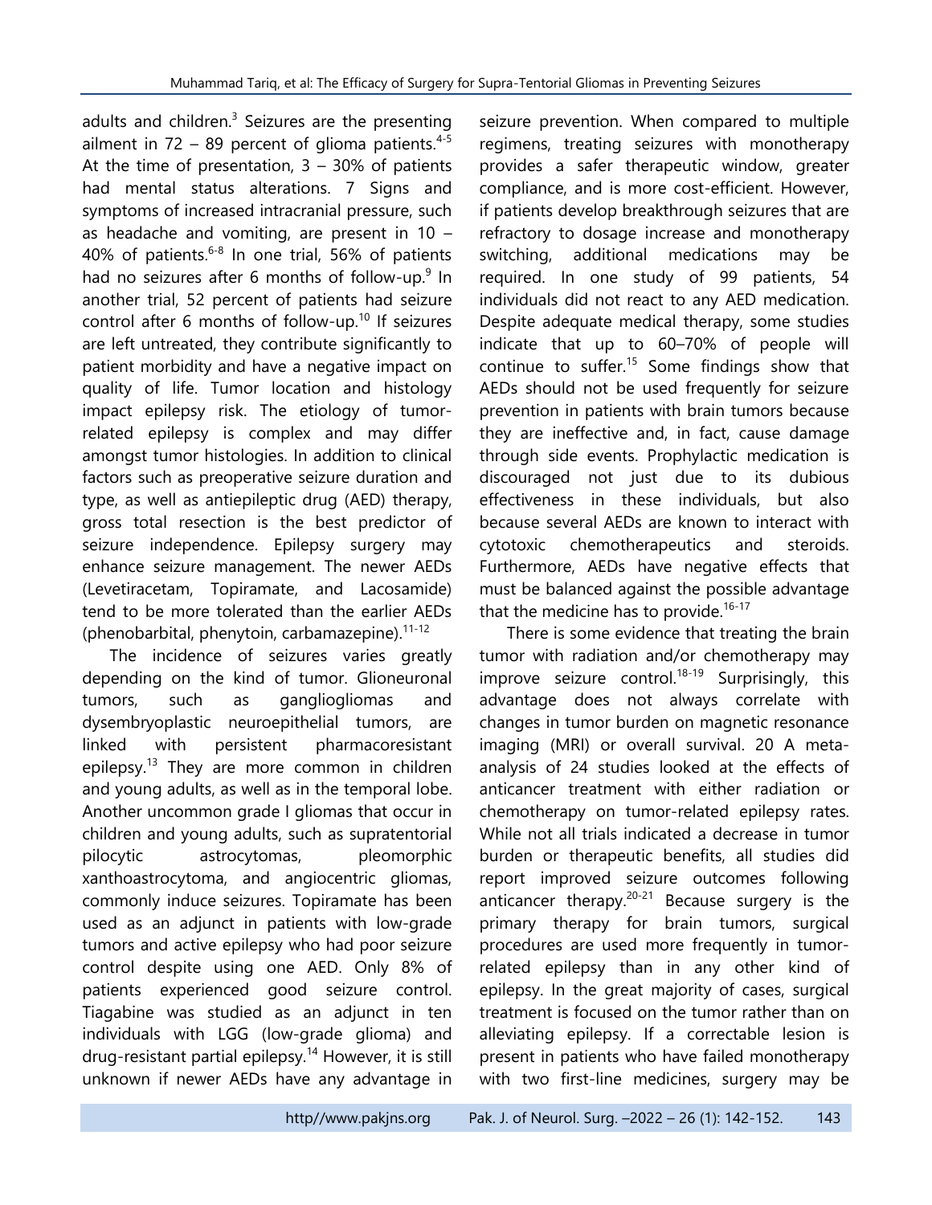adults and children.[3] Seizures are the presenting ailment in 72 – 89 percent of glioma patients.[4-5] At the time of presentation, 3 – 30% of patients had mental status alterations. 7 Signs and symptoms of increased intracranial pressure, such as headache and vomiting, are present in 10 – 40% of patients.[6-8] In one trial, 56% of patients had no seizures after 6 months of follow-up.[9] In another trial, 52 percent of patients had seizure control after 6 months of follow-up.[10] If seizures are left untreated, they contribute significantly to patient morbidity and have a negative impact on quality of life. Tumor location and histology impact epilepsy risk. The etiology of tumor-related epilepsy is complex and may differ amongst tumor histologies. In addition to clinical factors such as preoperative seizure duration and type, as well as antiepileptic drug (AED) therapy, gross total resection is the best predictor of seizure independence. Epilepsy surgery may enhance seizure management. The newer AEDs (Levetiracetam, Topiramate, and Lacosamide) tend to be more tolerated than the earlier AEDs (phenobarbital, phenytoin, carbamazepine).[11-12]

The incidence of seizures varies greatly depending on the kind of tumor. Glioneuronal tumors, such as gangliogliomas and dysembryoplastic neuroepithelial tumors, are linked with persistent pharmacoresistant epilepsy.[13] They are more common in children and young adults, as well as in the temporal lobe. Another uncommon grade I gliomas that occur in children and young adults, such as supratentorial pilocytic astrocytomas, pleomorphic xanthoastrocytoma, and angiocentric gliomas, commonly induce seizures. Topiramate has been used as an adjunct in patients with low-grade tumors and active epilepsy who had poor seizure control despite using one AED. Only 8% of patients experienced good seizure control. Tiagabine was studied as an adjunct in ten individuals with LGG (low-grade glioma) and drug-resistant partial epilepsy.[14] However, it is still unknown if newer AEDs have any advantage in seizure prevention. When compared to multiple regimens, treating seizures with monotherapy provides a safer therapeutic window, greater compliance, and is more cost-efficient. However, if patients develop breakthrough seizures that are refractory to dosage increase and monotherapy switching, additional medications may be required. In one study of 99 patients, 54 individuals did not react to any AED medication. Despite adequate medical therapy, some studies indicate that up to 60–70% of people will continue to suffer.[15] Some findings show that AEDs should not be used frequently for seizure prevention in patients with brain tumors because they are ineffective and, in fact, cause damage through side events. Prophylactic medication is discouraged not just due to its dubious effectiveness in these individuals, but also because several AEDs are known to interact with cytotoxic chemotherapeutics and steroids. Furthermore, AEDs have negative effects that must be balanced against the possible advantage that the medicine has to provide.[16-17]

There is some evidence that treating the brain tumor with radiation and/or chemotherapy may improve seizure control.[18-19] Surprisingly, this advantage does not always correlate with changes in tumor burden on magnetic resonance imaging (MRI) or overall survival. 20 A meta-analysis of 24 studies looked at the effects of anticancer treatment with either radiation or chemotherapy on tumor-related epilepsy rates. While not all trials indicated a decrease in tumor burden or therapeutic benefits, all studies did report improved seizure outcomes following anticancer therapy.[20-21] Because surgery is the primary therapy for brain tumors, surgical procedures are used more frequently in tumor-related epilepsy than in any other kind of epilepsy. In the great majority of cases, surgical treatment is focused on the tumor rather than on alleviating epilepsy. If a correctable lesion is present in patients who have failed monotherapy with two first-line medicines, surgery may be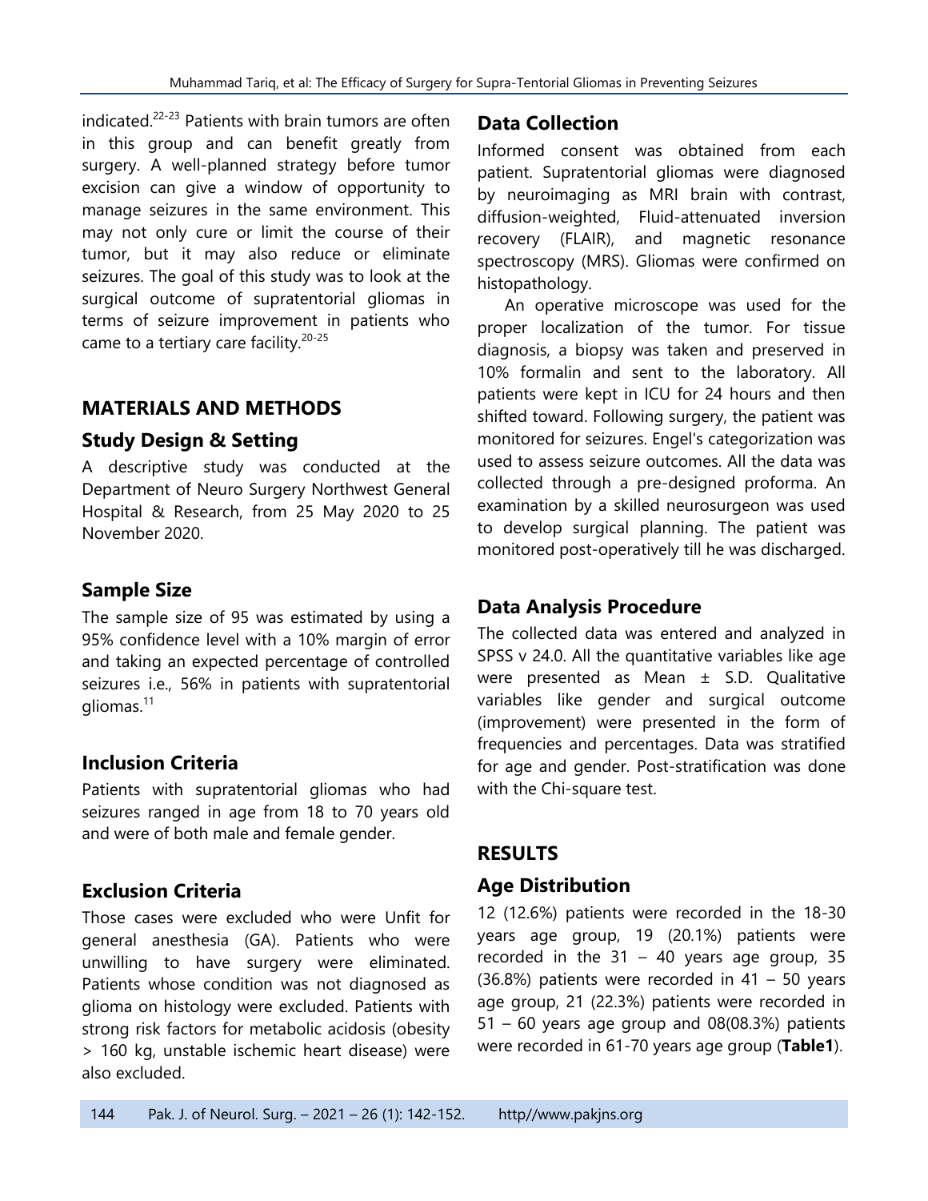indicated.[22-23] Patients with brain tumors are often in this group and can benefit greatly from surgery. A well-planned strategy before tumor excision can give a window of opportunity to manage seizures in the same environment. This may not only cure or limit the course of their tumor, but it may also reduce or eliminate seizures. The goal of this study was to look at the surgical outcome of supratentorial gliomas in terms of seizure improvement in patients who came to a tertiary care facility.[20-25]

## MATERIALS AND METHODS

### Study Design & Setting

A descriptive study was conducted at the Department of Neuro Surgery Northwest General Hospital & Research, from 25 May 2020 to 25 November 2020.

### Sample Size

The sample size of 95 was estimated by using a 95% confidence level with a 10% margin of error and taking an expected percentage of controlled seizures i.e., 56% in patients with supratentorial gliomas.[11]

### Inclusion Criteria

Patients with supratentorial gliomas who had seizures ranged in age from 18 to 70 years old and were of both male and female gender.

### Exclusion Criteria

Those cases were excluded who were Unfit for general anesthesia (GA). Patients who were unwilling to have surgery were eliminated. Patients whose condition was not diagnosed as glioma on histology were excluded. Patients with strong risk factors for metabolic acidosis (obesity > 160 kg, unstable ischemic heart disease) were also excluded.

### Data Collection

Informed consent was obtained from each patient. Supratentorial gliomas were diagnosed by neuroimaging as MRI brain with contrast, diffusion-weighted, Fluid-attenuated inversion recovery (FLAIR), and magnetic resonance spectroscopy (MRS). Gliomas were confirmed on histopathology.

An operative microscope was used for the proper localization of the tumor. For tissue diagnosis, a biopsy was taken and preserved in 10% formalin and sent to the laboratory. All patients were kept in ICU for 24 hours and then shifted toward. Following surgery, the patient was monitored for seizures. Engel's categorization was used to assess seizure outcomes. All the data was collected through a pre-designed proforma. An examination by a skilled neurosurgeon was used to develop surgical planning. The patient was monitored post-operatively till he was discharged.

### Data Analysis Procedure

The collected data was entered and analyzed in SPSS v 24.0. All the quantitative variables like age were presented as Mean ± S.D. Qualitative variables like gender and surgical outcome (improvement) were presented in the form of frequencies and percentages. Data was stratified for age and gender. Post-stratification was done with the Chi-square test.

## RESULTS

### Age Distribution

12 (12.6%) patients were recorded in the 18-30 years age group, 19 (20.1%) patients were recorded in the 31 – 40 years age group, 35 (36.8%) patients were recorded in 41 – 50 years age group, 21 (22.3%) patients were recorded in 51 – 60 years age group and 08(08.3%) patients were recorded in 61-70 years age group (**Table1**).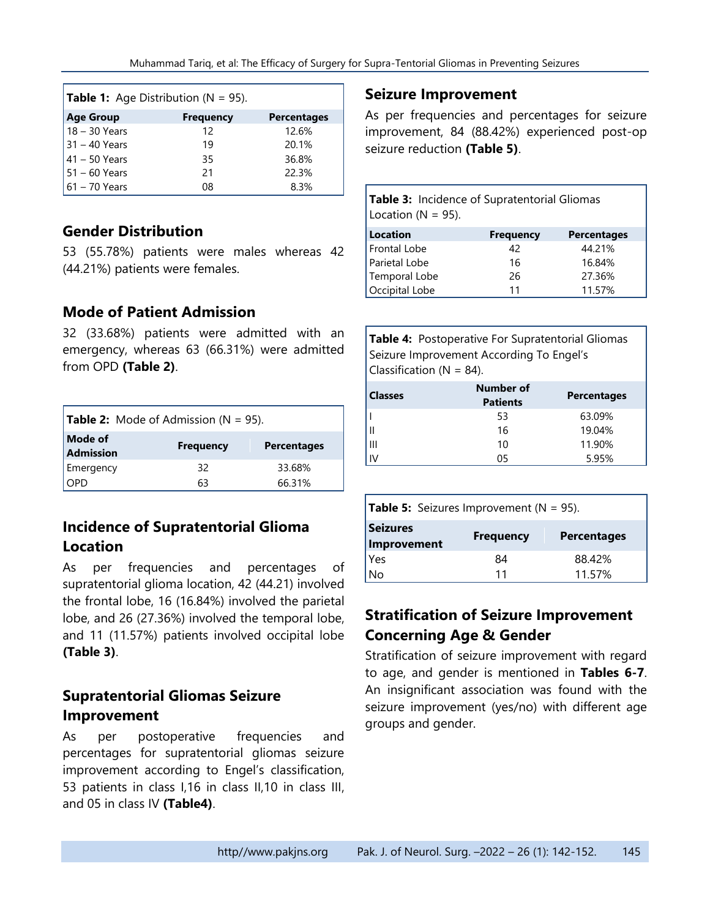**Table 1:** Age Distribution (N = 95).

| Age Group | Frequency | Percentages |
|---|---|---|
| 18 – 30 Years | 12 | 12.6% |
| 31 – 40 Years | 19 | 20.1% |
| 41 – 50 Years | 35 | 36.8% |
| 51 – 60 Years | 21 | 22.3% |
| 61 – 70 Years | 08 | 8.3% |

## Gender Distribution

53 (55.78%) patients were males whereas 42 (44.21%) patients were females.

## Mode of Patient Admission

32 (33.68%) patients were admitted with an emergency, whereas 63 (66.31%) were admitted from OPD **(Table 2)**.

**Table 2:** Mode of Admission (N = 95).

| Mode of Admission | Frequency | Percentages |
|---|---|---|
| Emergency | 32 | 33.68% |
| OPD | 63 | 66.31% |

## Incidence of Supratentorial Glioma Location

As per frequencies and percentages of supratentorial glioma location, 42 (44.21) involved the frontal lobe, 16 (16.84%) involved the parietal lobe, and 26 (27.36%) involved the temporal lobe, and 11 (11.57%) patients involved occipital lobe **(Table 3)**.

## Supratentorial Gliomas Seizure Improvement

As per postoperative frequencies and percentages for supratentorial gliomas seizure improvement according to Engel's classification, 53 patients in class I,16 in class II,10 in class III, and 05 in class IV **(Table4)**.

## Seizure Improvement

As per frequencies and percentages for seizure improvement, 84 (88.42%) experienced post-op seizure reduction **(Table 5)**.

**Table 3:** Incidence of Supratentorial Gliomas Location (N = 95).

| Location | Frequency | Percentages |
|---|---|---|
| Frontal Lobe | 42 | 44.21% |
| Parietal Lobe | 16 | 16.84% |
| Temporal Lobe | 26 | 27.36% |
| Occipital Lobe | 11 | 11.57% |

**Table 4:** Postoperative For Supratentorial Gliomas Seizure Improvement According To Engel's Classification (N = 84).

| Classes | Number of Patients | Percentages |
|---|---|---|
| I | 53 | 63.09% |
| II | 16 | 19.04% |
| III | 10 | 11.90% |
| IV | 05 | 5.95% |

**Table 5:** Seizures Improvement (N = 95).

| Seizures Improvement | Frequency | Percentages |
|---|---|---|
| Yes | 84 | 88.42% |
| No | 11 | 11.57% |

## Stratification of Seizure Improvement Concerning Age & Gender

Stratification of seizure improvement with regard to age, and gender is mentioned in **Tables 6-7**. An insignificant association was found with the seizure improvement (yes/no) with different age groups and gender.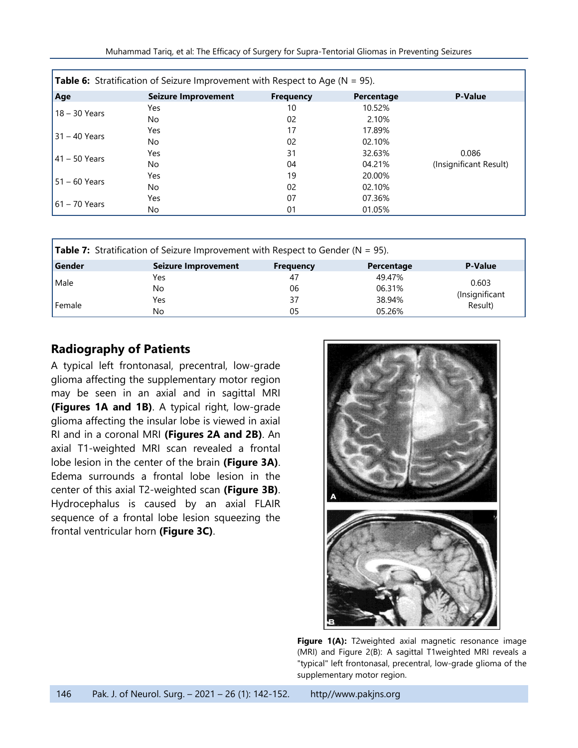**Table 6:** Stratification of Seizure Improvement with Respect to Age (N = 95).

| Age | Seizure Improvement | Frequency | Percentage | P-Value |
|---|---|---|---|---|
| 18 – 30 Years | Yes | 10 | 10.52% | 0.086 (Insignificant Result) |
| | No | 02 | 2.10% | |
| 31 – 40 Years | Yes | 17 | 17.89% | |
| | No | 02 | 02.10% | |
| 41 – 50 Years | Yes | 31 | 32.63% | |
| | No | 04 | 04.21% | |
| 51 – 60 Years | Yes | 19 | 20.00% | |
| | No | 02 | 02.10% | |
| 61 – 70 Years | Yes | 07 | 07.36% | |
| | No | 01 | 01.05% | |

**Table 7:** Stratification of Seizure Improvement with Respect to Gender (N = 95).

| Gender | Seizure Improvement | Frequency | Percentage | P-Value |
|---|---|---|---|---|
| Male | Yes | 47 | 49.47% | 0.603 (Insignificant Result) |
| | No | 06 | 06.31% | |
| Female | Yes | 37 | 38.94% | |
| | No | 05 | 05.26% | |

## Radiography of Patients

A typical left frontonasal, precentral, low-grade glioma affecting the supplementary motor region may be seen in an axial and in sagittal MRI **(Figures 1A and 1B)**. A typical right, low-grade glioma affecting the insular lobe is viewed in axial RI and in a coronal MRI **(Figures 2A and 2B)**. An axial T1-weighted MRI scan revealed a frontal lobe lesion in the center of the brain **(Figure 3A)**. Edema surrounds a frontal lobe lesion in the center of this axial T2-weighted scan **(Figure 3B)**. Hydrocephalus is caused by an axial FLAIR sequence of a frontal lobe lesion squeezing the frontal ventricular horn **(Figure 3C)**.

**Figure 1(A):** T2weighted axial magnetic resonance image (MRI) and Figure 2(B): A sagittal T1weighted MRI reveals a "typical" left frontonasal, precentral, low-grade glioma of the supplementary motor region.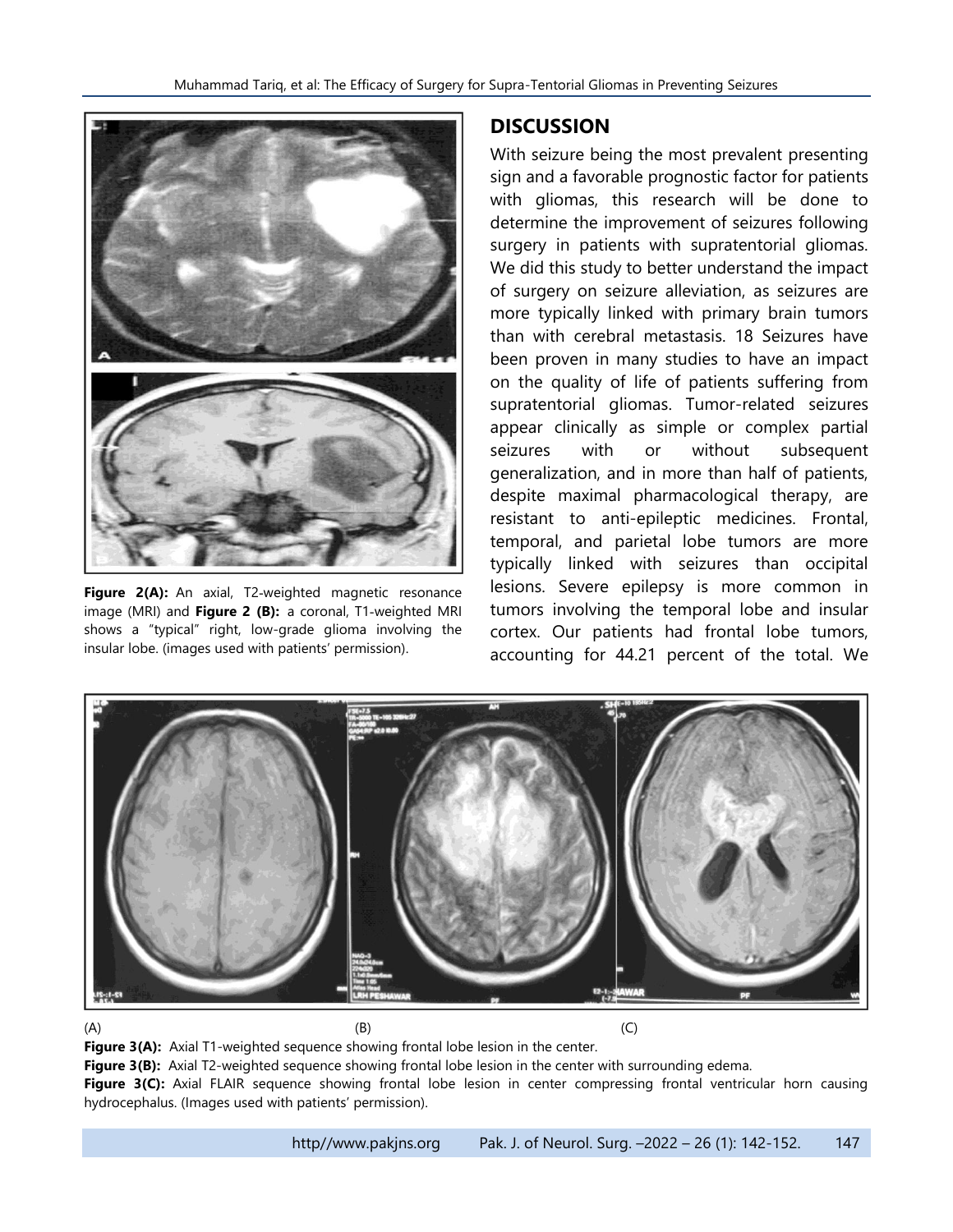Figure 2(A): An axial, T2-weighted magnetic resonance image (MRI) and **Figure 2 (B):** a coronal, T1-weighted MRI shows a "typical" right, low-grade glioma involving the insular lobe. (images used with patients' permission).

## DISCUSSION

With seizure being the most prevalent presenting sign and a favorable prognostic factor for patients with gliomas, this research will be done to determine the improvement of seizures following surgery in patients with supratentorial gliomas. We did this study to better understand the impact of surgery on seizure alleviation, as seizures are more typically linked with primary brain tumors than with cerebral metastasis. 18 Seizures have been proven in many studies to have an impact on the quality of life of patients suffering from supratentorial gliomas. Tumor-related seizures appear clinically as simple or complex partial seizures with or without subsequent generalization, and in more than half of patients, despite maximal pharmacological therapy, are resistant to anti-epileptic medicines. Frontal, temporal, and parietal lobe tumors are more typically linked with seizures than occipital lesions. Severe epilepsy is more common in tumors involving the temporal lobe and insular cortex. Our patients had frontal lobe tumors, accounting for 44.21 percent of the total. We

(A) (B) (C)

**Figure 3(A):** Axial T1-weighted sequence showing frontal lobe lesion in the center.

**Figure 3(B):** Axial T2-weighted sequence showing frontal lobe lesion in the center with surrounding edema.

**Figure 3(C):** Axial FLAIR sequence showing frontal lobe lesion in center compressing frontal ventricular horn causing hydrocephalus. (Images used with patients' permission).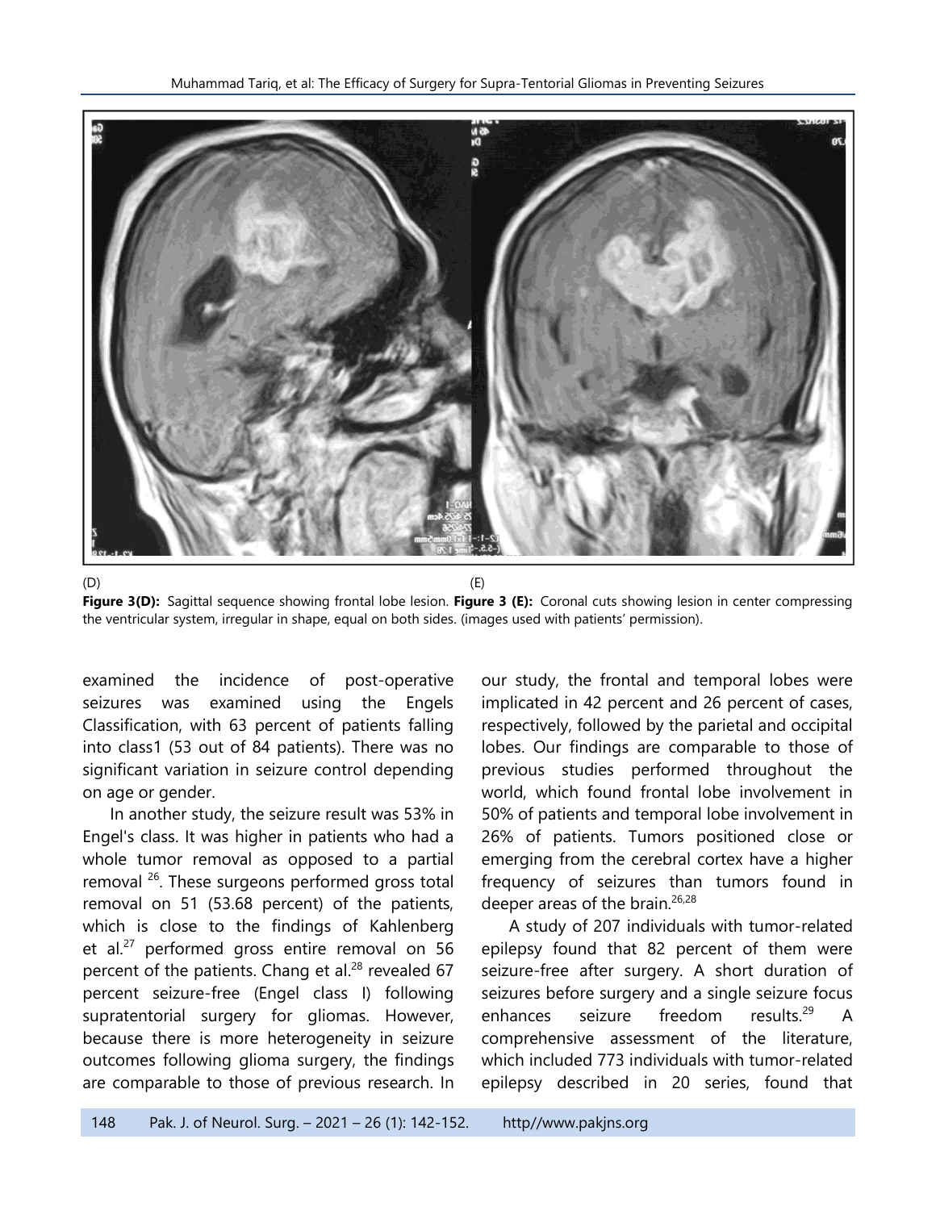(D) (E)

**Figure 3(D):** Sagittal sequence showing frontal lobe lesion. **Figure 3 (E):** Coronal cuts showing lesion in center compressing the ventricular system, irregular in shape, equal on both sides. (images used with patients' permission).

examined the incidence of post-operative seizures was examined using the Engels Classification, with 63 percent of patients falling into class1 (53 out of 84 patients). There was no significant variation in seizure control depending on age or gender.

In another study, the seizure result was 53% in Engel's class. It was higher in patients who had a whole tumor removal as opposed to a partial removal [26]. These surgeons performed gross total removal on 51 (53.68 percent) of the patients, which is close to the findings of Kahlenberg et al.[27] performed gross entire removal on 56 percent of the patients. Chang et al.[28] revealed 67 percent seizure-free (Engel class I) following supratentorial surgery for gliomas. However, because there is more heterogeneity in seizure outcomes following glioma surgery, the findings are comparable to those of previous research. In our study, the frontal and temporal lobes were implicated in 42 percent and 26 percent of cases, respectively, followed by the parietal and occipital lobes. Our findings are comparable to those of previous studies performed throughout the world, which found frontal lobe involvement in 50% of patients and temporal lobe involvement in 26% of patients. Tumors positioned close or emerging from the cerebral cortex have a higher frequency of seizures than tumors found in deeper areas of the brain.[26,28]

A study of 207 individuals with tumor-related epilepsy found that 82 percent of them were seizure-free after surgery. A short duration of seizures before surgery and a single seizure focus enhances seizure freedom results.[29] A comprehensive assessment of the literature, which included 773 individuals with tumor-related epilepsy described in 20 series, found that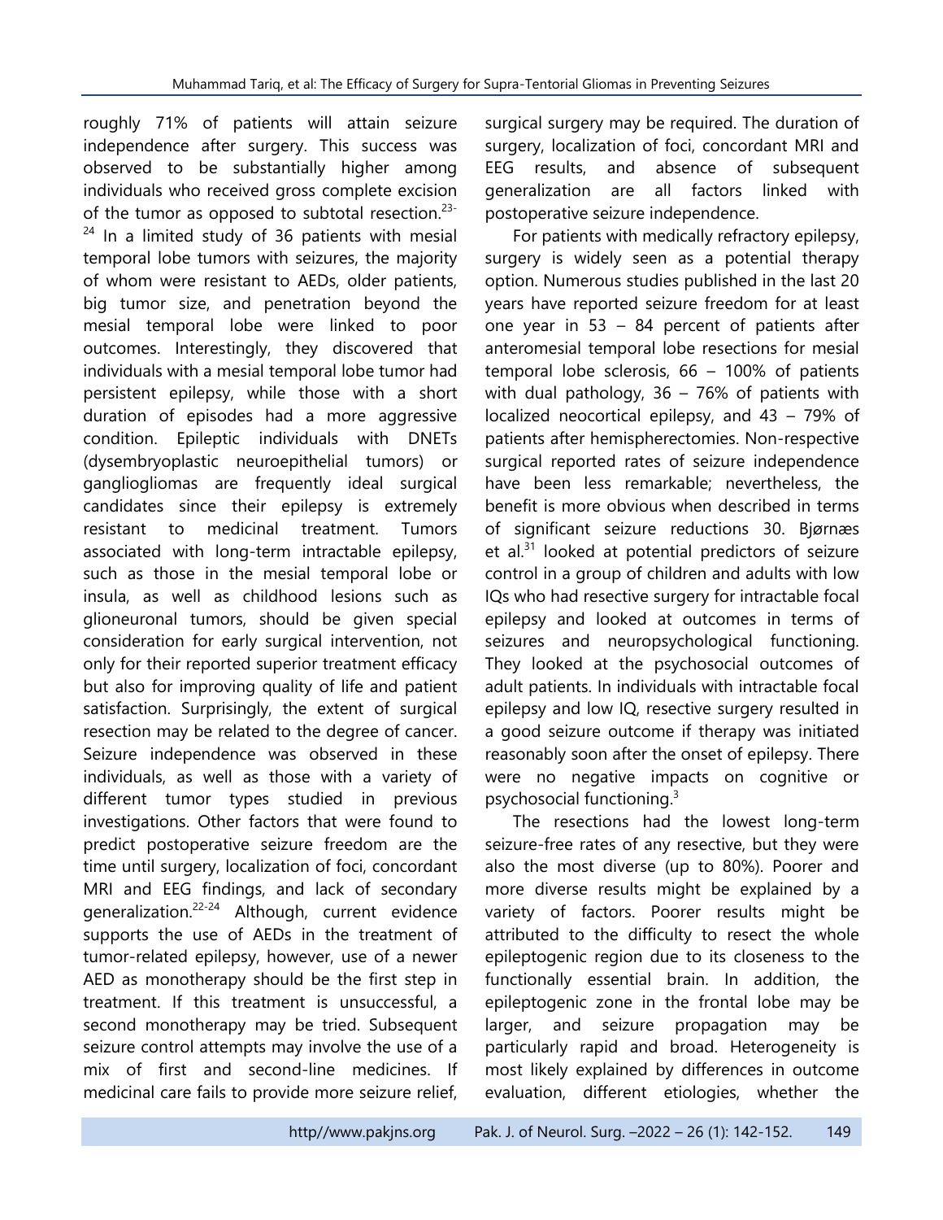roughly 71% of patients will attain seizure independence after surgery. This success was observed to be substantially higher among individuals who received gross complete excision of the tumor as opposed to subtotal resection.[23-24] In a limited study of 36 patients with mesial temporal lobe tumors with seizures, the majority of whom were resistant to AEDs, older patients, big tumor size, and penetration beyond the mesial temporal lobe were linked to poor outcomes. Interestingly, they discovered that individuals with a mesial temporal lobe tumor had persistent epilepsy, while those with a short duration of episodes had a more aggressive condition. Epileptic individuals with DNETs (dysembryoplastic neuroepithelial tumors) or gangliogliomas are frequently ideal surgical candidates since their epilepsy is extremely resistant to medicinal treatment. Tumors associated with long-term intractable epilepsy, such as those in the mesial temporal lobe or insula, as well as childhood lesions such as glioneuronal tumors, should be given special consideration for early surgical intervention, not only for their reported superior treatment efficacy but also for improving quality of life and patient satisfaction. Surprisingly, the extent of surgical resection may be related to the degree of cancer. Seizure independence was observed in these individuals, as well as those with a variety of different tumor types studied in previous investigations. Other factors that were found to predict postoperative seizure freedom are the time until surgery, localization of foci, concordant MRI and EEG findings, and lack of secondary generalization.[22-24] Although, current evidence supports the use of AEDs in the treatment of tumor-related epilepsy, however, use of a newer AED as monotherapy should be the first step in treatment. If this treatment is unsuccessful, a second monotherapy may be tried. Subsequent seizure control attempts may involve the use of a mix of first and second-line medicines. If medicinal care fails to provide more seizure relief, surgical surgery may be required. The duration of surgery, localization of foci, concordant MRI and EEG results, and absence of subsequent generalization are all factors linked with postoperative seizure independence.

For patients with medically refractory epilepsy, surgery is widely seen as a potential therapy option. Numerous studies published in the last 20 years have reported seizure freedom for at least one year in 53 – 84 percent of patients after anteromesial temporal lobe resections for mesial temporal lobe sclerosis, 66 – 100% of patients with dual pathology, 36 – 76% of patients with localized neocortical epilepsy, and 43 – 79% of patients after hemispherectomies. Non-respective surgical reported rates of seizure independence have been less remarkable; nevertheless, the benefit is more obvious when described in terms of significant seizure reductions 30. Bjørnæs et al.[31] looked at potential predictors of seizure control in a group of children and adults with low IQs who had resective surgery for intractable focal epilepsy and looked at outcomes in terms of seizures and neuropsychological functioning. They looked at the psychosocial outcomes of adult patients. In individuals with intractable focal epilepsy and low IQ, resective surgery resulted in a good seizure outcome if therapy was initiated reasonably soon after the onset of epilepsy. There were no negative impacts on cognitive or psychosocial functioning.[3]

The resections had the lowest long-term seizure-free rates of any resective, but they were also the most diverse (up to 80%). Poorer and more diverse results might be explained by a variety of factors. Poorer results might be attributed to the difficulty to resect the whole epileptogenic region due to its closeness to the functionally essential brain. In addition, the epileptogenic zone in the frontal lobe may be larger, and seizure propagation may be particularly rapid and broad. Heterogeneity is most likely explained by differences in outcome evaluation, different etiologies, whether the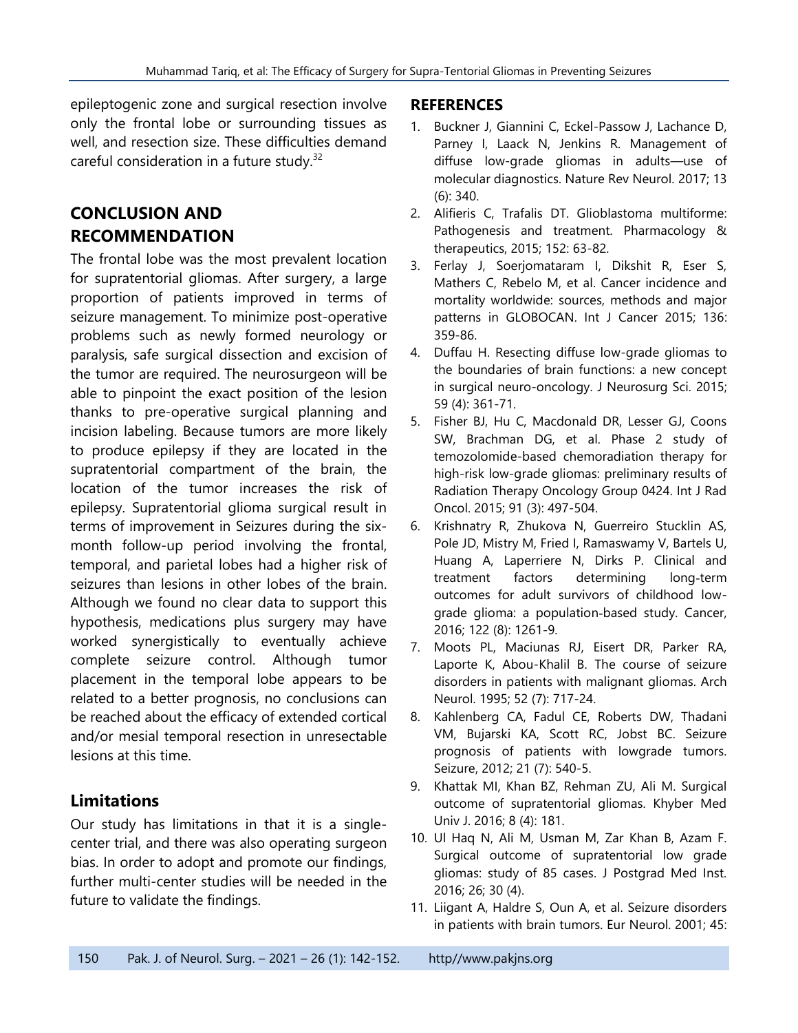epileptogenic zone and surgical resection involve only the frontal lobe or surrounding tissues as well, and resection size. These difficulties demand careful consideration in a future study.[32]

## CONCLUSION AND RECOMMENDATION

The frontal lobe was the most prevalent location for supratentorial gliomas. After surgery, a large proportion of patients improved in terms of seizure management. To minimize post-operative problems such as newly formed neurology or paralysis, safe surgical dissection and excision of the tumor are required. The neurosurgeon will be able to pinpoint the exact position of the lesion thanks to pre-operative surgical planning and incision labeling. Because tumors are more likely to produce epilepsy if they are located in the supratentorial compartment of the brain, the location of the tumor increases the risk of epilepsy. Supratentorial glioma surgical result in terms of improvement in Seizures during the six-month follow-up period involving the frontal, temporal, and parietal lobes had a higher risk of seizures than lesions in other lobes of the brain. Although we found no clear data to support this hypothesis, medications plus surgery may have worked synergistically to eventually achieve complete seizure control. Although tumor placement in the temporal lobe appears to be related to a better prognosis, no conclusions can be reached about the efficacy of extended cortical and/or mesial temporal resection in unresectable lesions at this time.

## Limitations

Our study has limitations in that it is a single-center trial, and there was also operating surgeon bias. In order to adopt and promote our findings, further multi-center studies will be needed in the future to validate the findings.

## REFERENCES

1. Buckner J, Giannini C, Eckel-Passow J, Lachance D, Parney I, Laack N, Jenkins R. Management of diffuse low-grade gliomas in adults—use of molecular diagnostics. Nature Rev Neurol. 2017; 13 (6): 340.
2. Alifieris C, Trafalis DT. Glioblastoma multiforme: Pathogenesis and treatment. Pharmacology & therapeutics, 2015; 152: 63-82.
3. Ferlay J, Soerjomataram I, Dikshit R, Eser S, Mathers C, Rebelo M, et al. Cancer incidence and mortality worldwide: sources, methods and major patterns in GLOBOCAN. Int J Cancer 2015; 136: 359-86.
4. Duffau H. Resecting diffuse low-grade gliomas to the boundaries of brain functions: a new concept in surgical neuro-oncology. J Neurosurg Sci. 2015; 59 (4): 361-71.
5. Fisher BJ, Hu C, Macdonald DR, Lesser GJ, Coons SW, Brachman DG, et al. Phase 2 study of temozolomide-based chemoradiation therapy for high-risk low-grade gliomas: preliminary results of Radiation Therapy Oncology Group 0424. Int J Rad Oncol. 2015; 91 (3): 497-504.
6. Krishnatry R, Zhukova N, Guerreiro Stucklin AS, Pole JD, Mistry M, Fried I, Ramaswamy V, Bartels U, Huang A, Laperriere N, Dirks P. Clinical and treatment factors determining long-term outcomes for adult survivors of childhood low-grade glioma: a population-based study. Cancer, 2016; 122 (8): 1261-9.
7. Moots PL, Maciunas RJ, Eisert DR, Parker RA, Laporte K, Abou-Khalil B. The course of seizure disorders in patients with malignant gliomas. Arch Neurol. 1995; 52 (7): 717-24.
8. Kahlenberg CA, Fadul CE, Roberts DW, Thadani VM, Bujarski KA, Scott RC, Jobst BC. Seizure prognosis of patients with lowgrade tumors. Seizure, 2012; 21 (7): 540-5.
9. Khattak MI, Khan BZ, Rehman ZU, Ali M. Surgical outcome of supratentorial gliomas. Khyber Med Univ J. 2016; 8 (4): 181.
10. Ul Haq N, Ali M, Usman M, Zar Khan B, Azam F. Surgical outcome of supratentorial low grade gliomas: study of 85 cases. J Postgrad Med Inst. 2016; 26; 30 (4).
11. Liigant A, Haldre S, Oun A, et al. Seizure disorders in patients with brain tumors. Eur Neurol. 2001; 45: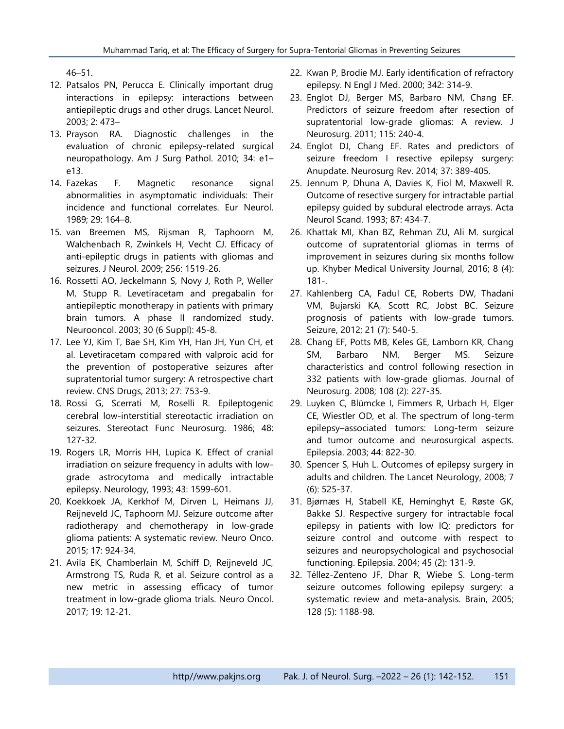46–51.

12. Patsalos PN, Perucca E. Clinically important drug interactions in epilepsy: interactions between antiepileptic drugs and other drugs. Lancet Neurol. 2003; 2: 473–
13. Prayson RA. Diagnostic challenges in the evaluation of chronic epilepsy-related surgical neuropathology. Am J Surg Pathol. 2010; 34: e1–e13.
14. Fazekas F. Magnetic resonance signal abnormalities in asymptomatic individuals: Their incidence and functional correlates. Eur Neurol. 1989; 29: 164–8.
15. van Breemen MS, Rijsman R, Taphoorn M, Walchenbach R, Zwinkels H, Vecht CJ. Efficacy of anti-epileptic drugs in patients with gliomas and seizures. J Neurol. 2009; 256: 1519-26.
16. Rossetti AO, Jeckelmann S, Novy J, Roth P, Weller M, Stupp R. Levetiracetam and pregabalin for antiepileptic monotherapy in patients with primary brain tumors. A phase II randomized study. Neurooncol. 2003; 30 (6 Suppl): 45-8.
17. Lee YJ, Kim T, Bae SH, Kim YH, Han JH, Yun CH, et al. Levetiracetam compared with valproic acid for the prevention of postoperative seizures after supratentorial tumor surgery: A retrospective chart review. CNS Drugs, 2013; 27: 753-9.
18. Rossi G, Scerrati M, Roselli R. Epileptogenic cerebral low-interstitial stereotactic irradiation on seizures. Stereotact Func Neurosurg. 1986; 48: 127-32.
19. Rogers LR, Morris HH, Lupica K. Effect of cranial irradiation on seizure frequency in adults with low-grade astrocytoma and medically intractable epilepsy. Neurology, 1993; 43: 1599-601.
20. Koekkoek JA, Kerkhof M, Dirven L, Heimans JJ, Reijneveld JC, Taphoorn MJ. Seizure outcome after radiotherapy and chemotherapy in low-grade glioma patients: A systematic review. Neuro Onco. 2015; 17: 924-34.
21. Avila EK, Chamberlain M, Schiff D, Reijneveld JC, Armstrong TS, Ruda R, et al. Seizure control as a new metric in assessing efficacy of tumor treatment in low-grade glioma trials. Neuro Oncol. 2017; 19: 12-21.
22. Kwan P, Brodie MJ. Early identification of refractory epilepsy. N Engl J Med. 2000; 342: 314-9.
23. Englot DJ, Berger MS, Barbaro NM, Chang EF. Predictors of seizure freedom after resection of supratentorial low-grade gliomas: A review. J Neurosurg. 2011; 115: 240-4.
24. Englot DJ, Chang EF. Rates and predictors of seizure freedom I resective epilepsy surgery: Anupdate. Neurosurg Rev. 2014; 37: 389-405.
25. Jennum P, Dhuna A, Davies K, Fiol M, Maxwell R. Outcome of resective surgery for intractable partial epilepsy guided by subdural electrode arrays. Acta Neurol Scand. 1993; 87: 434-7.
26. Khattak MI, Khan BZ, Rehman ZU, Ali M. surgical outcome of supratentorial gliomas in terms of improvement in seizures during six months follow up. Khyber Medical University Journal, 2016; 8 (4): 181-.
27. Kahlenberg CA, Fadul CE, Roberts DW, Thadani VM, Bujarski KA, Scott RC, Jobst BC. Seizure prognosis of patients with low-grade tumors. Seizure, 2012; 21 (7): 540-5.
28. Chang EF, Potts MB, Keles GE, Lamborn KR, Chang SM, Barbaro NM, Berger MS. Seizure characteristics and control following resection in 332 patients with low-grade gliomas. Journal of Neurosurg. 2008; 108 (2): 227-35.
29. Luyken C, Blümcke I, Fimmers R, Urbach H, Elger CE, Wiestler OD, et al. The spectrum of long-term epilepsy–associated tumors: Long-term seizure and tumor outcome and neurosurgical aspects. Epilepsia. 2003; 44: 822-30.
30. Spencer S, Huh L. Outcomes of epilepsy surgery in adults and children. The Lancet Neurology, 2008; 7 (6): 525-37.
31. Bjørnæs H, Stabell KE, Heminghyt E, Røste GK, Bakke SJ. Respective surgery for intractable focal epilepsy in patients with low IQ: predictors for seizure control and outcome with respect to seizures and neuropsychological and psychosocial functioning. Epilepsia. 2004; 45 (2): 131-9.
32. Téllez-Zenteno JF, Dhar R, Wiebe S. Long-term seizure outcomes following epilepsy surgery: a systematic review and meta-analysis. Brain, 2005; 128 (5): 1188-98.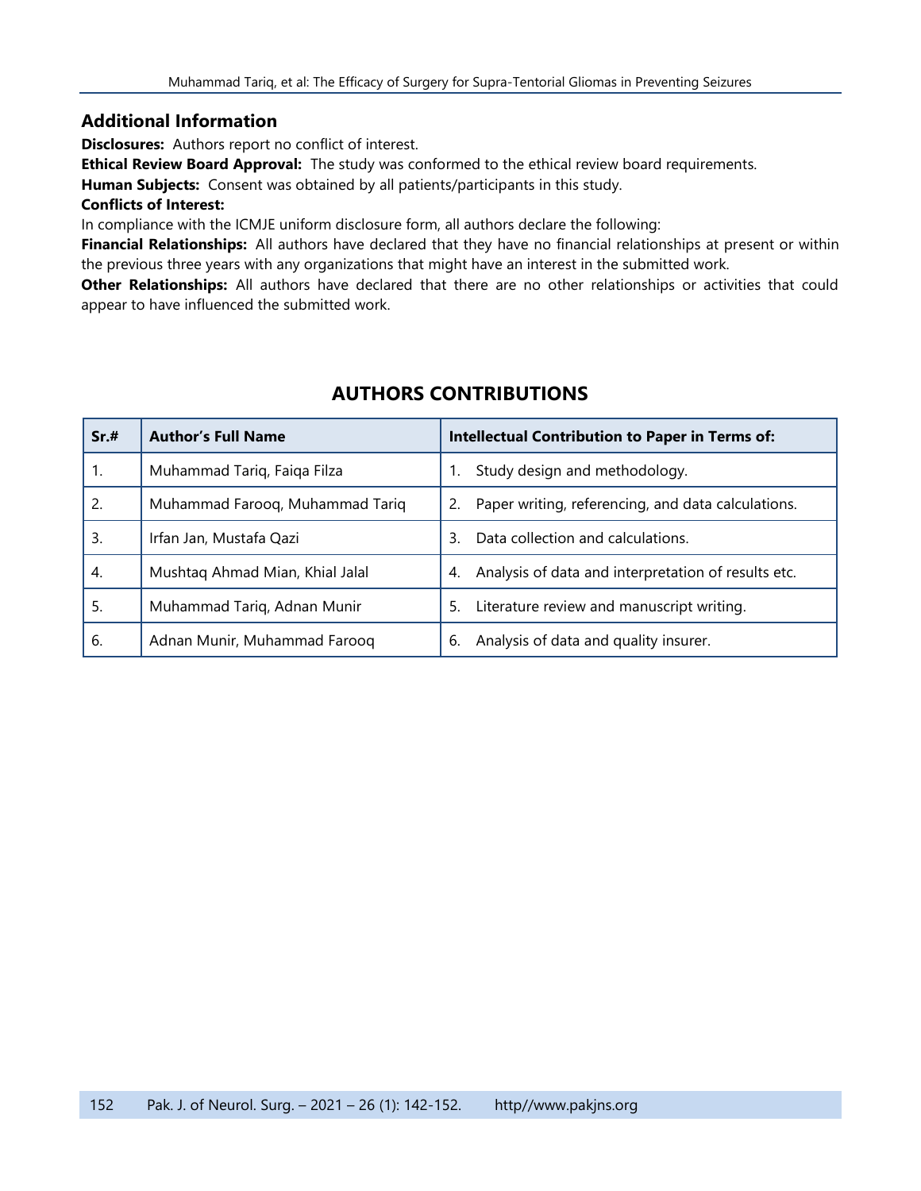## Additional Information

**Disclosures:** Authors report no conflict of interest.

**Ethical Review Board Approval:** The study was conformed to the ethical review board requirements.

**Human Subjects:** Consent was obtained by all patients/participants in this study.

**Conflicts of Interest:**

In compliance with the ICMJE uniform disclosure form, all authors declare the following:

**Financial Relationships:** All authors have declared that they have no financial relationships at present or within the previous three years with any organizations that might have an interest in the submitted work.

**Other Relationships:** All authors have declared that there are no other relationships or activities that could appear to have influenced the submitted work.

## AUTHORS CONTRIBUTIONS

| Sr.# | Author's Full Name | Intellectual Contribution to Paper in Terms of: |
|---|---|---|
| 1. | Muhammad Tariq, Faiqa Filza | 1. Study design and methodology. |
| 2. | Muhammad Farooq, Muhammad Tariq | 2. Paper writing, referencing, and data calculations. |
| 3. | Irfan Jan, Mustafa Qazi | 3. Data collection and calculations. |
| 4. | Mushtaq Ahmad Mian, Khial Jalal | 4. Analysis of data and interpretation of results etc. |
| 5. | Muhammad Tariq, Adnan Munir | 5. Literature review and manuscript writing. |
| 6. | Adnan Munir, Muhammad Farooq | 6. Analysis of data and quality insurer. |